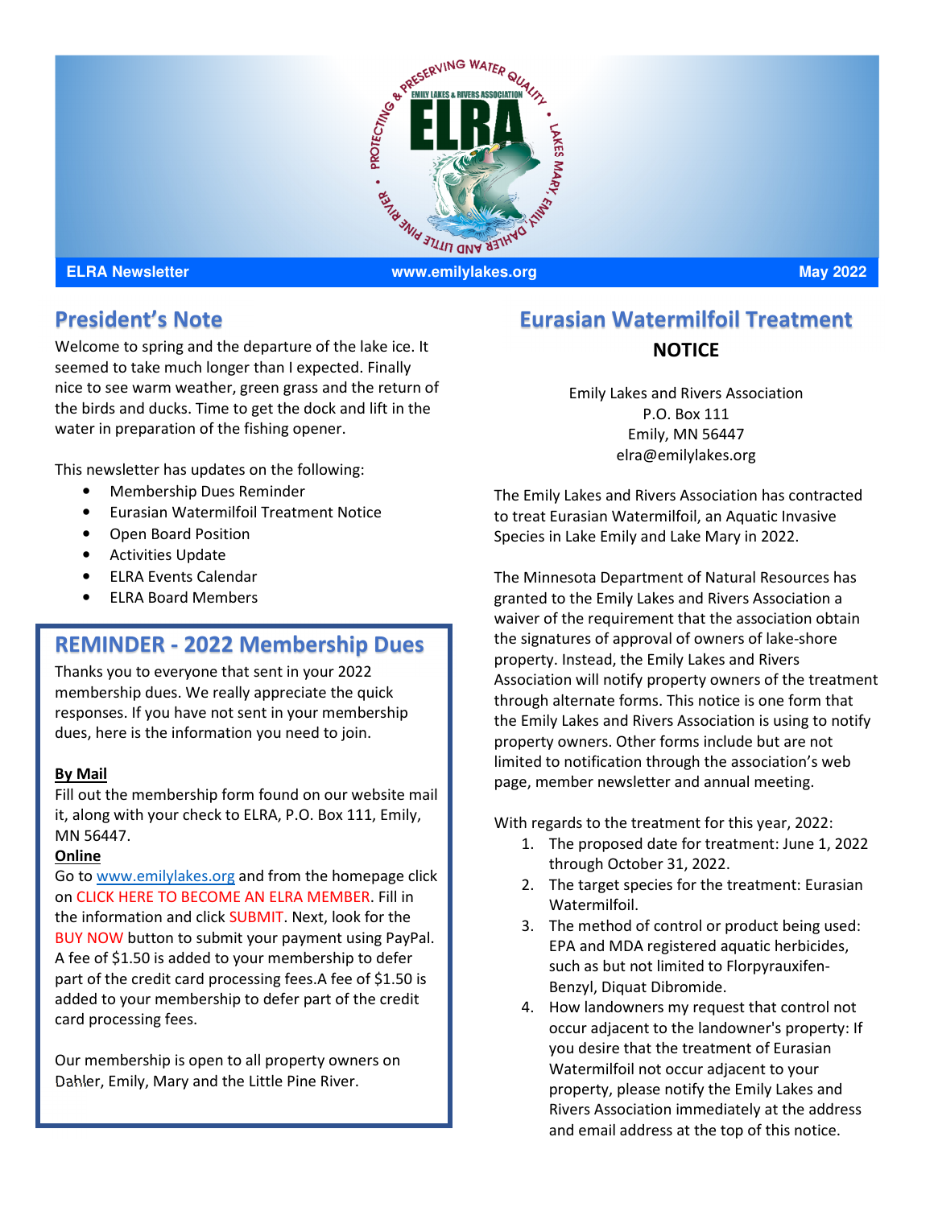ELRA Newsletter www.emilylakes.org May 2022

## President's Note

Welcome to spring and the departure of the lake ice. It seemed to take much longer than I expected. Finally nice to see warm weather, green grass and the return of the birds and ducks. Time to get the dock and lift in the water in preparation of the fishing opener.

This newsletter has updates on the following:

- Membership Dues Reminder
- Eurasian Watermilfoil Treatment Notice
- Open Board Position
- Activities Update
- ELRA Events Calendar
- ELRA Board Members

## REMINDER - 2022 Membership Dues

Thanks you to everyone that sent in your 2022 membership dues. We really appreciate the quick responses. If you have not sent in your membership dues, here is the information you need to join.

**By Mail**

Fill out the membership form found on our website mail it, along with your check to ELRA, P.O. Box 111, Emily, MN 56447.

**Online**

Go to www.emilylakes.org and from the homepage click on CLICK HERE TO BECOME AN ELRA MEMBER. Fill in the information and click SUBMIT. Next, look for the BUY NOW button to submit your payment using PayPal. A fee of $1.50 is added to your membership to defer part of the credit card processing fees.A fee of $1.50 is added to your membership to defer part of the credit card processing fees.

Our membership is open to all property owners on Dahler, Emily, Mary and the Little Pine River.

## Eurasian Watermilfoil Treatment

**NOTICE**

Emily Lakes and Rivers Association
P.O. Box 111
Emily, MN 56447
elra@emilylakes.org

The Emily Lakes and Rivers Association has contracted to treat Eurasian Watermilfoil, an Aquatic Invasive Species in Lake Emily and Lake Mary in 2022.

The Minnesota Department of Natural Resources has granted to the Emily Lakes and Rivers Association a waiver of the requirement that the association obtain the signatures of approval of owners of lake-shore property. Instead, the Emily Lakes and Rivers Association will notify property owners of the treatment through alternate forms. This notice is one form that the Emily Lakes and Rivers Association is using to notify property owners. Other forms include but are not limited to notification through the association's web page, member newsletter and annual meeting.

With regards to the treatment for this year, 2022:

1. The proposed date for treatment: June 1, 2022 through October 31, 2022.
2. The target species for the treatment: Eurasian Watermilfoil.
3. The method of control or product being used: EPA and MDA registered aquatic herbicides, such as but not limited to Florpyrauxifen-Benzyl, Diquat Dibromide.
4. How landowners my request that control not occur adjacent to the landowner's property: If you desire that the treatment of Eurasian Watermilfoil not occur adjacent to your property, please notify the Emily Lakes and Rivers Association immediately at the address and email address at the top of this notice.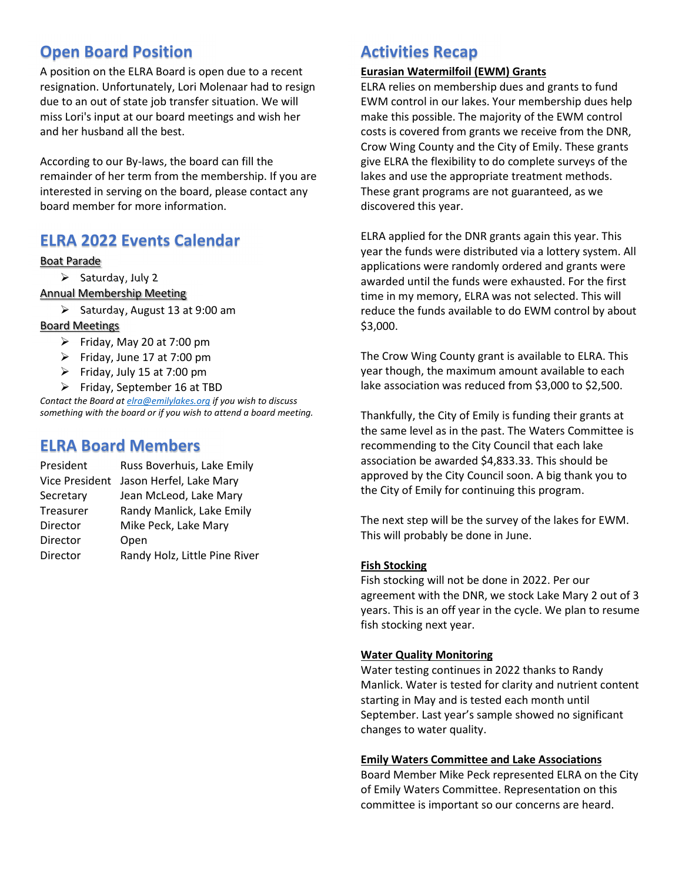## Open Board Position

A position on the ELRA Board is open due to a recent resignation. Unfortunately, Lori Molenaar had to resign due to an out of state job transfer situation. We will miss Lori's input at our board meetings and wish her and her husband all the best.

According to our By-laws, the board can fill the remainder of her term from the membership. If you are interested in serving on the board, please contact any board member for more information.

## ELRA 2022 Events Calendar

Boat Parade

- Saturday, July 2

Annual Membership Meeting

- Saturday, August 13 at 9:00 am

Board Meetings

- Friday, May 20 at 7:00 pm
- Friday, June 17 at 7:00 pm
- Friday, July 15 at 7:00 pm
- Friday, September 16 at TBD

*Contact the Board at elra@emilylakes.org if you wish to discuss something with the board or if you wish to attend a board meeting.*

## ELRA Board Members

| | |
|---|---|
| President | Russ Boverhuis, Lake Emily |
| Vice President | Jason Herfel, Lake Mary |
| Secretary | Jean McLeod, Lake Mary |
| Treasurer | Randy Manlick, Lake Emily |
| Director | Mike Peck, Lake Mary |
| Director | Open |
| Director | Randy Holz, Little Pine River |

## Activities Recap

**Eurasian Watermilfoil (EWM) Grants**

ELRA relies on membership dues and grants to fund EWM control in our lakes. Your membership dues help make this possible. The majority of the EWM control costs is covered from grants we receive from the DNR, Crow Wing County and the City of Emily. These grants give ELRA the flexibility to do complete surveys of the lakes and use the appropriate treatment methods. These grant programs are not guaranteed, as we discovered this year.

ELRA applied for the DNR grants again this year. This year the funds were distributed via a lottery system. All applications were randomly ordered and grants were awarded until the funds were exhausted. For the first time in my memory, ELRA was not selected. This will reduce the funds available to do EWM control by about $3,000.

The Crow Wing County grant is available to ELRA. This year though, the maximum amount available to each lake association was reduced from $3,000 to $2,500.

Thankfully, the City of Emily is funding their grants at the same level as in the past. The Waters Committee is recommending to the City Council that each lake association be awarded $4,833.33. This should be approved by the City Council soon. A big thank you to the City of Emily for continuing this program.

The next step will be the survey of the lakes for EWM. This will probably be done in June.

**Fish Stocking**

Fish stocking will not be done in 2022. Per our agreement with the DNR, we stock Lake Mary 2 out of 3 years. This is an off year in the cycle. We plan to resume fish stocking next year.

**Water Quality Monitoring**

Water testing continues in 2022 thanks to Randy Manlick. Water is tested for clarity and nutrient content starting in May and is tested each month until September. Last year's sample showed no significant changes to water quality.

**Emily Waters Committee and Lake Associations**

Board Member Mike Peck represented ELRA on the City of Emily Waters Committee. Representation on this committee is important so our concerns are heard.